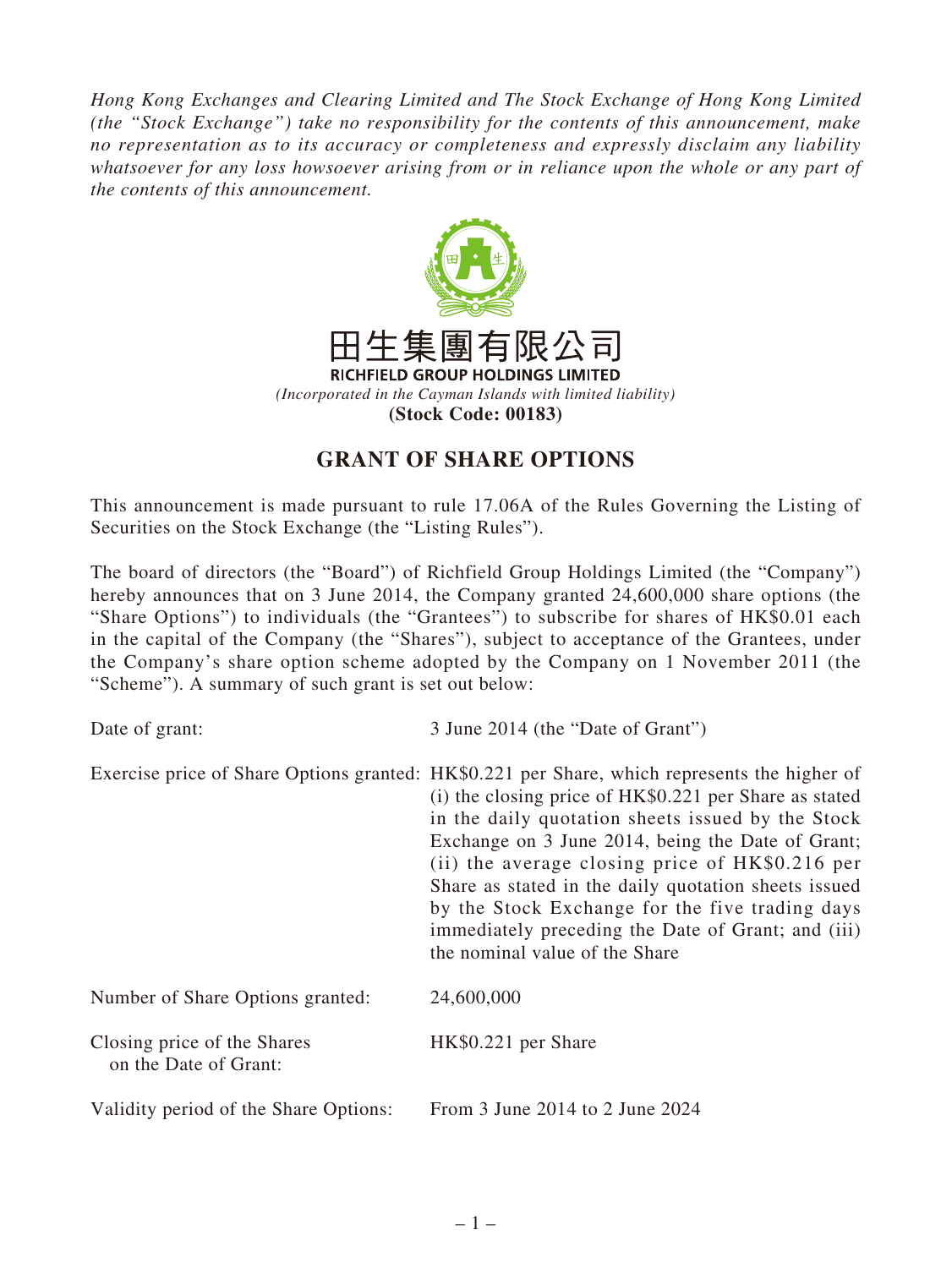*Hong Kong Exchanges and Clearing Limited and The Stock Exchange of Hong Kong Limited (the "Stock Exchange") take no responsibility for the contents of this announcement, make no representation as to its accuracy or completeness and expressly disclaim any liability whatsoever for any loss howsoever arising from or in reliance upon the whole or any part of the contents of this announcement.*

田生集團有限公司

**RICHFIELD GROUP HOLDINGS LIMITED**

*(Incorporated in the Cayman Islands with limited liability)*

**(Stock Code: 00183)**

## GRANT OF SHARE OPTIONS

This announcement is made pursuant to rule 17.06A of the Rules Governing the Listing of Securities on the Stock Exchange (the "Listing Rules").

The board of directors (the "Board") of Richfield Group Holdings Limited (the "Company") hereby announces that on 3 June 2014, the Company granted 24,600,000 share options (the "Share Options") to individuals (the "Grantees") to subscribe for shares of HK$0.01 each in the capital of the Company (the "Shares"), subject to acceptance of the Grantees, under the Company's share option scheme adopted by the Company on 1 November 2011 (the "Scheme"). A summary of such grant is set out below:

| | |
|---|---|
| Date of grant: | 3 June 2014 (the "Date of Grant") |
| Exercise price of Share Options granted: | HK$0.221 per Share, which represents the higher of (i) the closing price of HK$0.221 per Share as stated in the daily quotation sheets issued by the Stock Exchange on 3 June 2014, being the Date of Grant; (ii) the average closing price of HK$0.216 per Share as stated in the daily quotation sheets issued by the Stock Exchange for the five trading days immediately preceding the Date of Grant; and (iii) the nominal value of the Share |
| Number of Share Options granted: | 24,600,000 |
| Closing price of the Shares on the Date of Grant: | HK$0.221 per Share |
| Validity period of the Share Options: | From 3 June 2014 to 2 June 2024 |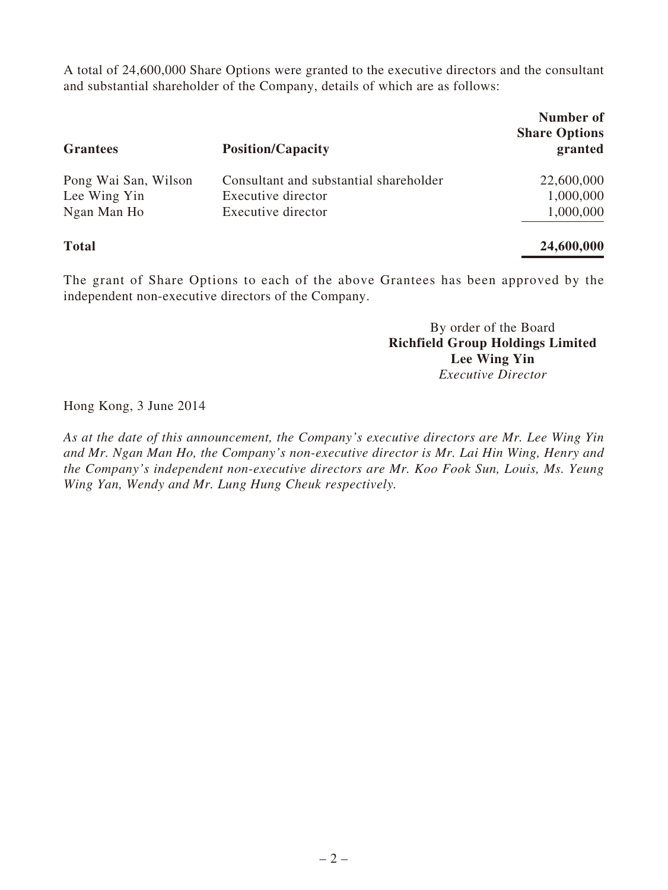A total of 24,600,000 Share Options were granted to the executive directors and the consultant and substantial shareholder of the Company, details of which are as follows:

| **Grantees** | **Position/Capacity** | **Number of Share Options granted** |
|---|---|---|
| Pong Wai San, Wilson | Consultant and substantial shareholder | 22,600,000 |
| Lee Wing Yin | Executive director | 1,000,000 |
| Ngan Man Ho | Executive director | 1,000,000 |
| **Total** | | **24,600,000** |

The grant of Share Options to each of the above Grantees has been approved by the independent non-executive directors of the Company.

By order of the Board
**Richfield Group Holdings Limited**
**Lee Wing Yin**
*Executive Director*

Hong Kong, 3 June 2014

*As at the date of this announcement, the Company's executive directors are Mr. Lee Wing Yin and Mr. Ngan Man Ho, the Company's non-executive director is Mr. Lai Hin Wing, Henry and the Company's independent non-executive directors are Mr. Koo Fook Sun, Louis, Ms. Yeung Wing Yan, Wendy and Mr. Lung Hung Cheuk respectively.*